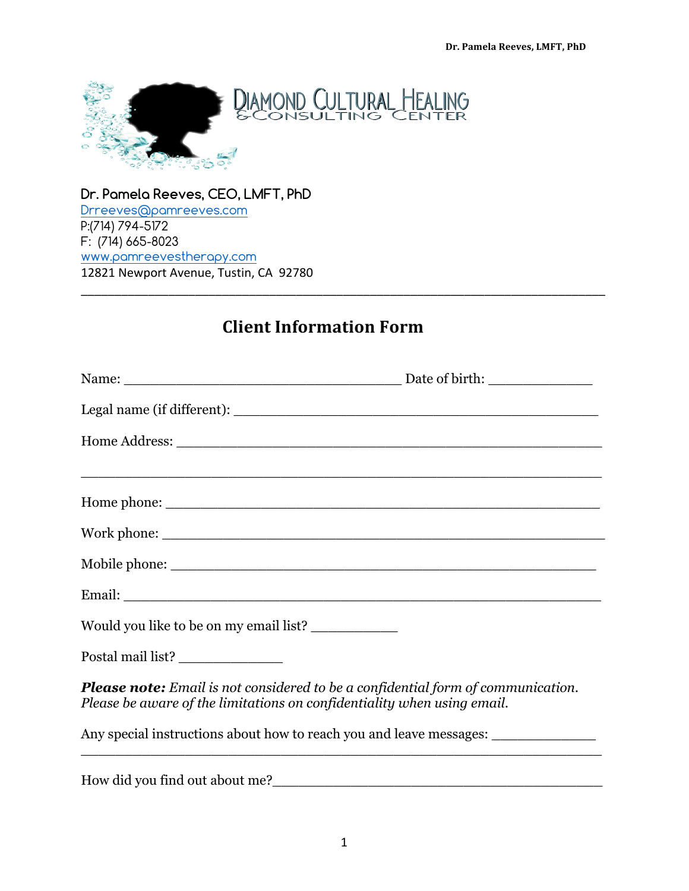DIAMOND CULTURAL HEALING
& CONSULTING CENTER

**Dr. Pamela Reeves, CEO, LMFT, PhD**
Drreeves@pamreeves.com
P:(714) 794-5172
F: (714) 665-8023
www.pamreevestherapy.com
12821 Newport Avenue, Tustin, CA 92780

---

## Client Information Form

Name: ____________________________________ Date of birth: ______________

Legal name (if different): ________________________________________________

Home Address: ______________________________________________________

____________________________________________________________________

Home phone: _______________________________________________________

Work phone: ________________________________________________________

Mobile phone: ______________________________________________________

Email: _____________________________________________________________

Would you like to be on my email list? ___________

Postal mail list? _____________

***Please note:*** *Email is not considered to be a confidential form of communication. Please be aware of the limitations on confidentiality when using email.*

Any special instructions about how to reach you and leave messages: _____________
____________________________________________________________________

How did you find out about me?_________________________________________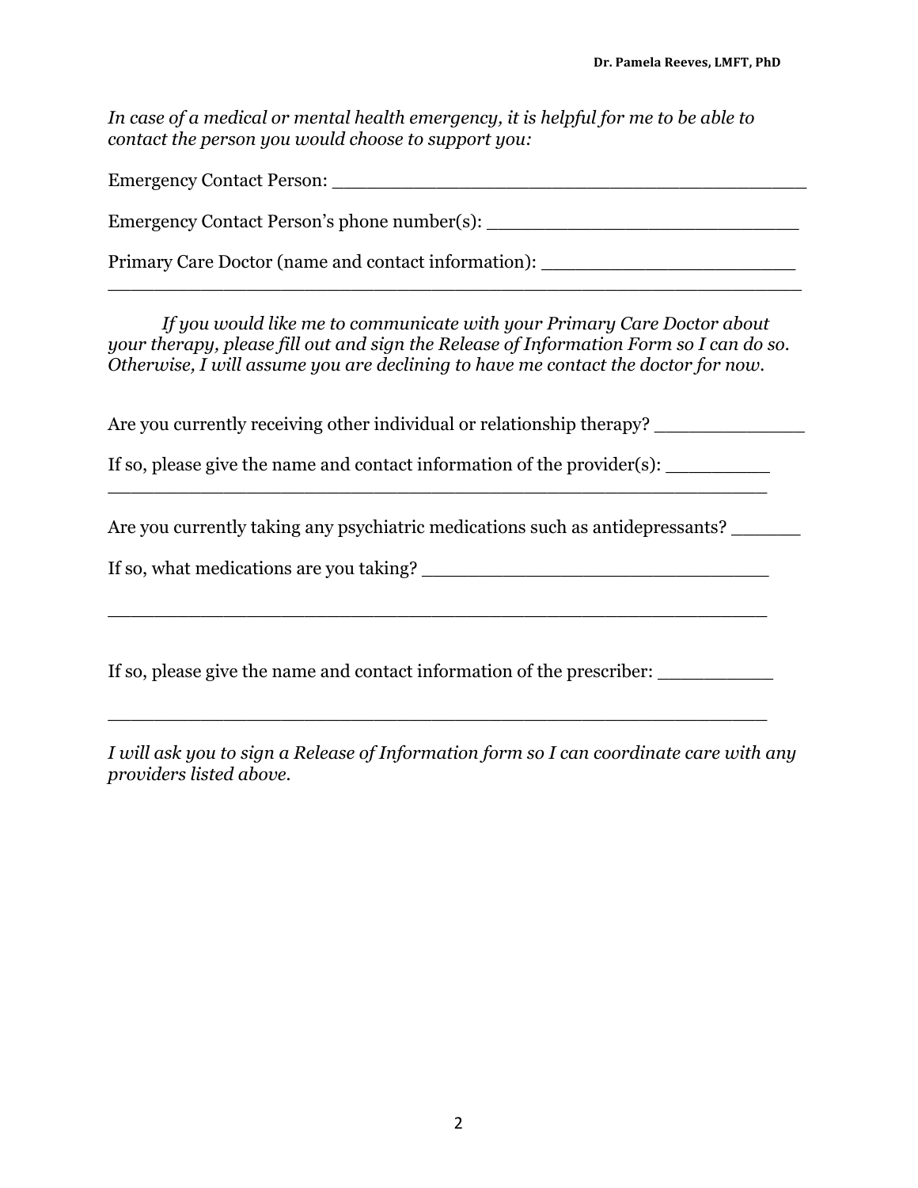*In case of a medical or mental health emergency, it is helpful for me to be able to contact the person you would choose to support you:*

Emergency Contact Person: ___________________________________________

Emergency Contact Person's phone number(s): ____________________________

Primary Care Doctor (name and contact information): ______________________
__________________________________________________________________

*If you would like me to communicate with your Primary Care Doctor about your therapy, please fill out and sign the Release of Information Form so I can do so. Otherwise, I will assume you are declining to have me contact the doctor for now.*

Are you currently receiving other individual or relationship therapy? _____________

If so, please give the name and contact information of the provider(s): _________
_______________________________________________________________

Are you currently taking any psychiatric medications such as antidepressants? ______

If so, what medications are you taking? ______________________________

_______________________________________________________________

If so, please give the name and contact information of the prescriber: __________

_______________________________________________________________

*I will ask you to sign a Release of Information form so I can coordinate care with any providers listed above.*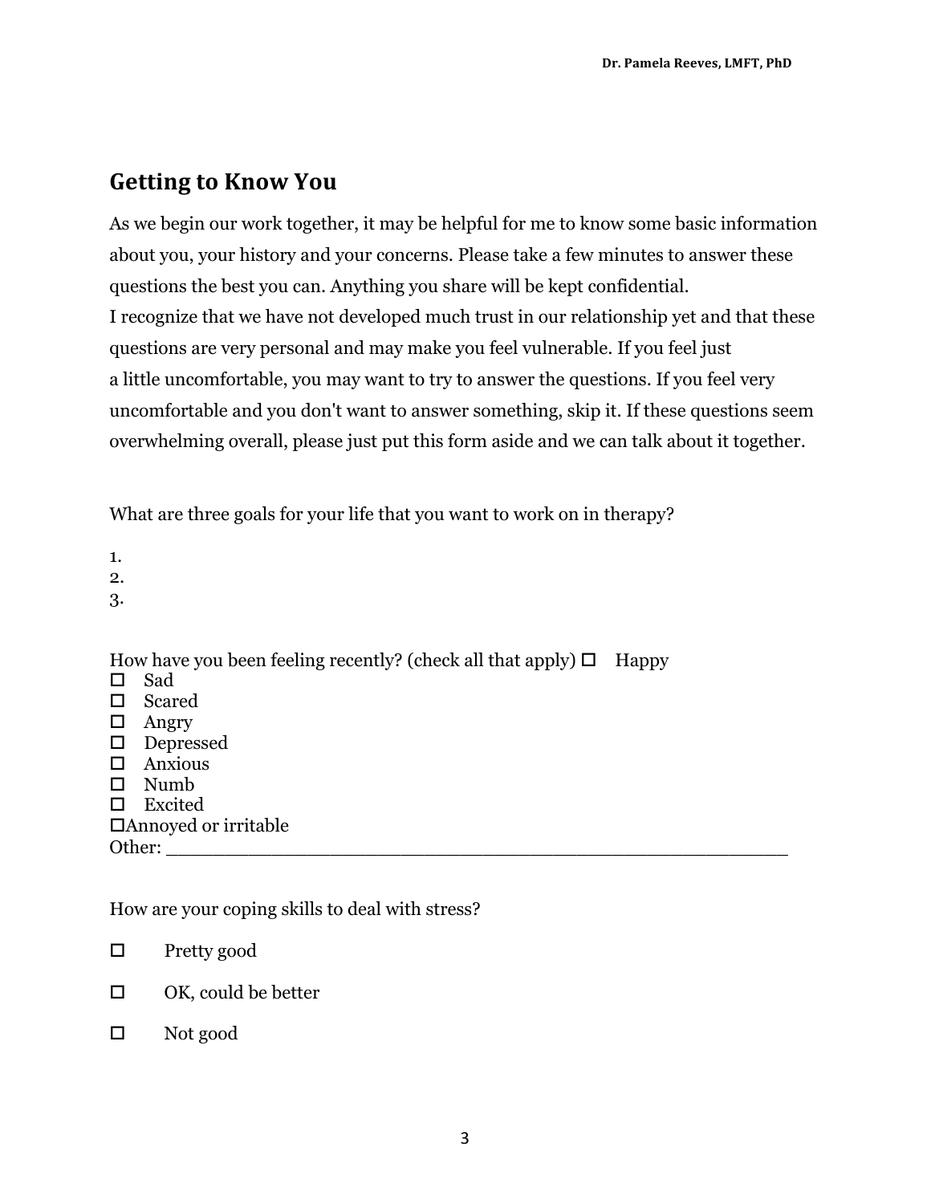## Getting to Know You

As we begin our work together, it may be helpful for me to know some basic information about you, your history and your concerns. Please take a few minutes to answer these questions the best you can. Anything you share will be kept confidential.
I recognize that we have not developed much trust in our relationship yet and that these questions are very personal and may make you feel vulnerable. If you feel just a little uncomfortable, you may want to try to answer the questions. If you feel very uncomfortable and you don't want to answer something, skip it. If these questions seem overwhelming overall, please just put this form aside and we can talk about it together.

What are three goals for your life that you want to work on in therapy?

1.
2.
3.

How have you been feeling recently? (check all that apply) ☐ Happy
☐ Sad
☐ Scared
☐ Angry
☐ Depressed
☐ Anxious
☐ Numb
☐ Excited
☐Annoyed or irritable
Other: ___________________________________________________

How are your coping skills to deal with stress?

☐ Pretty good

☐ OK, could be better

☐ Not good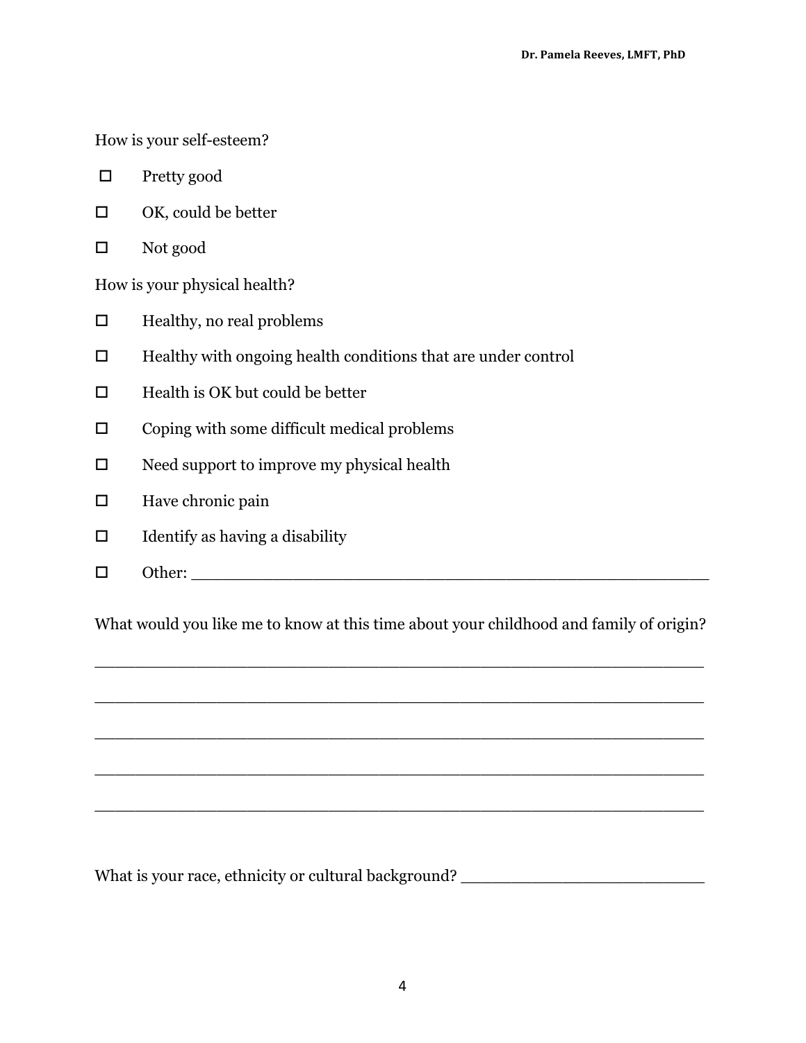How is your self-esteem?

- ☐ Pretty good
- ☐ OK, could be better
- ☐ Not good

How is your physical health?

- ☐ Healthy, no real problems
- ☐ Healthy with ongoing health conditions that are under control
- ☐ Health is OK but could be better
- ☐ Coping with some difficult medical problems
- ☐ Need support to improve my physical health
- ☐ Have chronic pain
- ☐ Identify as having a disability
- ☐ Other: ______________________________________________________

What would you like me to know at this time about your childhood and family of origin?

______________________________________________________________

______________________________________________________________

______________________________________________________________

______________________________________________________________

______________________________________________________________

What is your race, ethnicity or cultural background? __________________________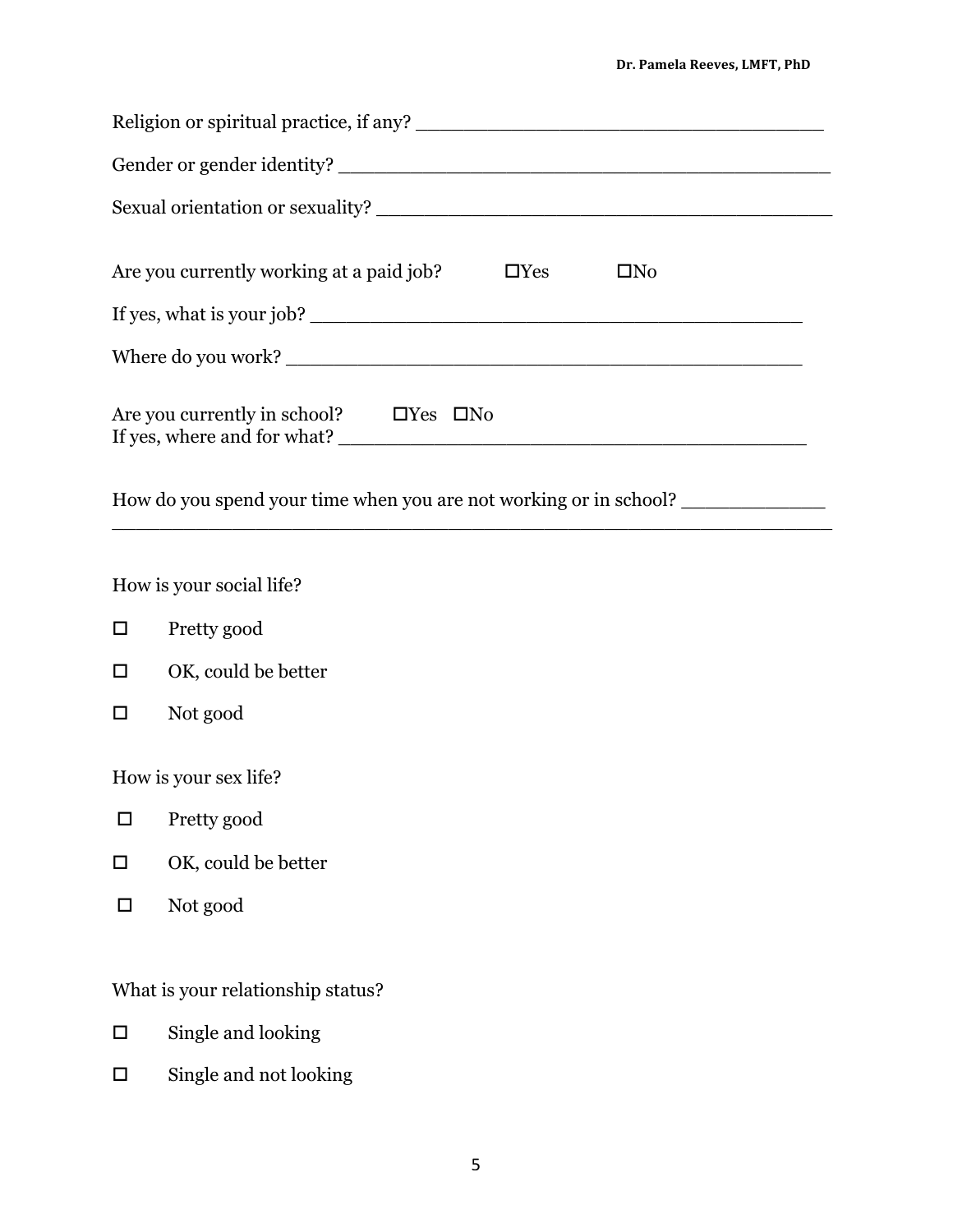Religion or spiritual practice, if any? ___________________________________

Gender or gender identity? ___________________________________________

Sexual orientation or sexuality? _______________________________________

Are you currently working at a paid job? ☐Yes ☐No

If yes, what is your job? ___________________________________________

Where do you work? _______________________________________________

Are you currently in school? ☐Yes ☐No
If yes, where and for what? _________________________________________

How do you spend your time when you are not working or in school? ____________
_________________________________________________________________

How is your social life?

- ☐ Pretty good
- ☐ OK, could be better
- ☐ Not good

How is your sex life?

- ☐ Pretty good
- ☐ OK, could be better
- ☐ Not good

What is your relationship status?

- ☐ Single and looking
- ☐ Single and not looking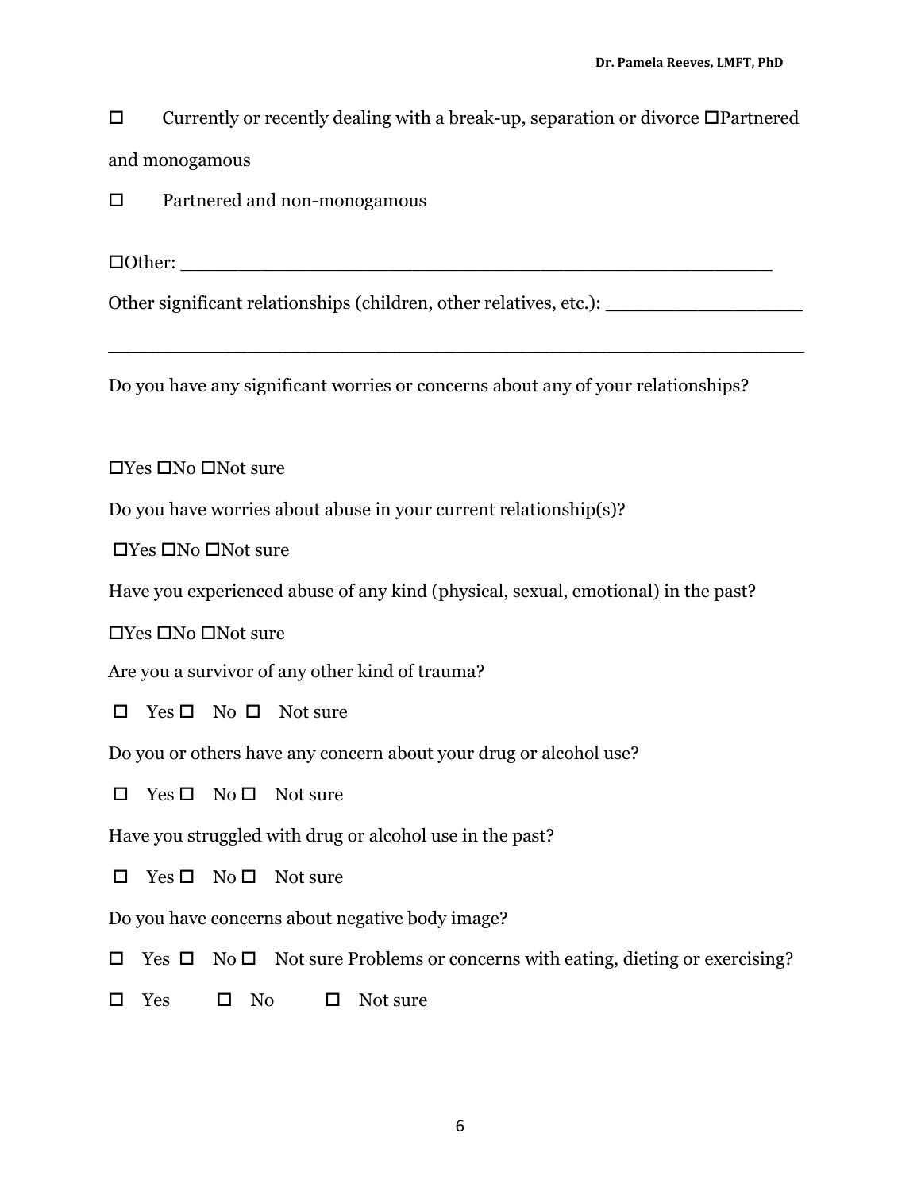☐ Currently or recently dealing with a break-up, separation or divorce ☐Partnered and monogamous

☐ Partnered and non-monogamous

☐Other: ______________________________________________________

Other significant relationships (children, other relatives, etc.): __________________

_______________________________________________________________

Do you have any significant worries or concerns about any of your relationships?

☐Yes ☐No ☐Not sure

Do you have worries about abuse in your current relationship(s)?

☐Yes ☐No ☐Not sure

Have you experienced abuse of any kind (physical, sexual, emotional) in the past?

☐Yes ☐No ☐Not sure

Are you a survivor of any other kind of trauma?

☐ Yes ☐ No ☐ Not sure

Do you or others have any concern about your drug or alcohol use?

☐ Yes ☐ No ☐ Not sure

Have you struggled with drug or alcohol use in the past?

☐ Yes ☐ No ☐ Not sure

Do you have concerns about negative body image?

☐ Yes ☐ No ☐ Not sure Problems or concerns with eating, dieting or exercising?

☐ Yes ☐ No ☐ Not sure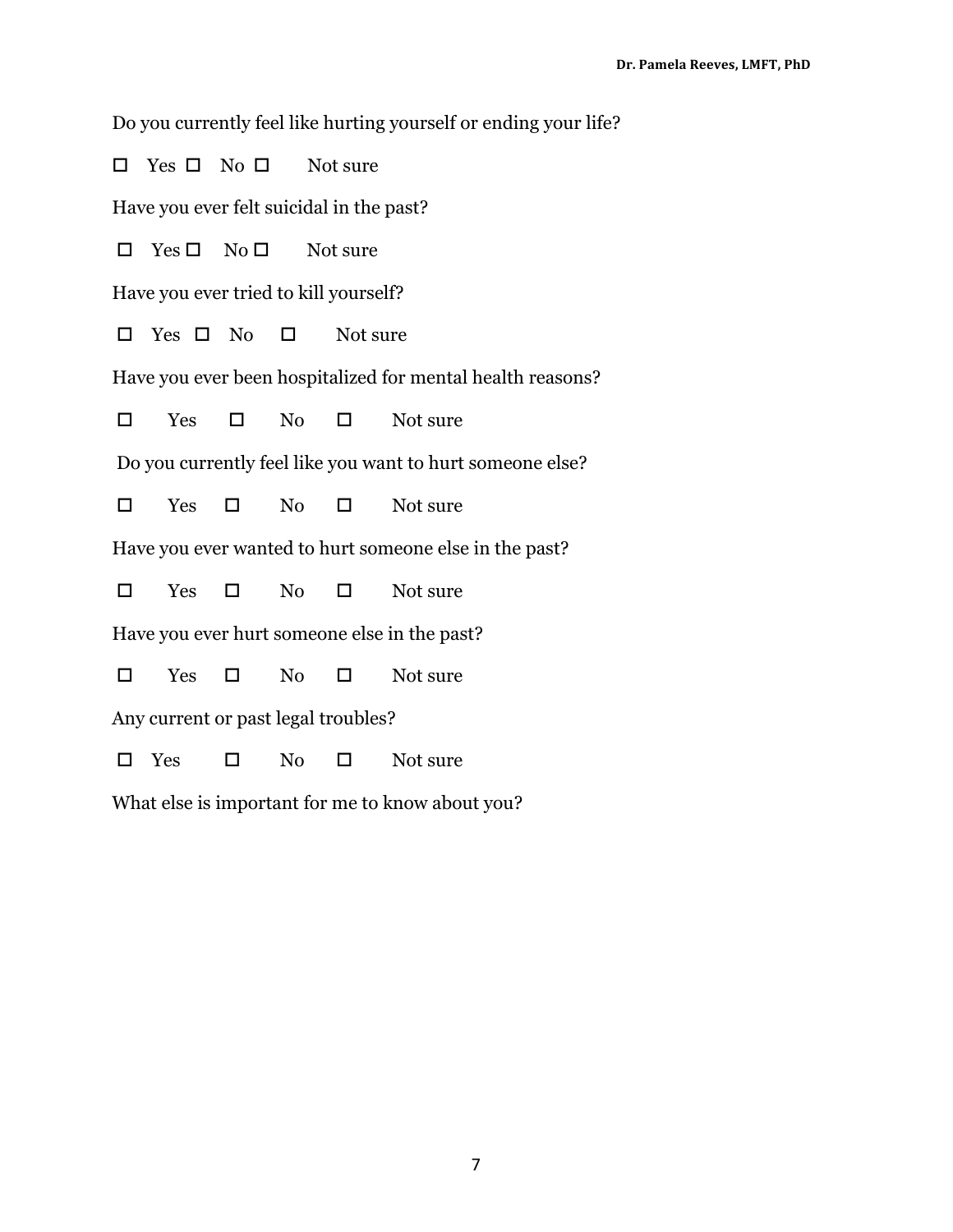Do you currently feel like hurting yourself or ending your life?

☐ Yes ☐ No ☐ Not sure

Have you ever felt suicidal in the past?

☐ Yes ☐ No ☐ Not sure

Have you ever tried to kill yourself?

☐ Yes ☐ No ☐ Not sure

Have you ever been hospitalized for mental health reasons?

☐ Yes ☐ No ☐ Not sure

Do you currently feel like you want to hurt someone else?

☐ Yes ☐ No ☐ Not sure

Have you ever wanted to hurt someone else in the past?

☐ Yes ☐ No ☐ Not sure

Have you ever hurt someone else in the past?

☐ Yes ☐ No ☐ Not sure

Any current or past legal troubles?

☐ Yes ☐ No ☐ Not sure

What else is important for me to know about you?